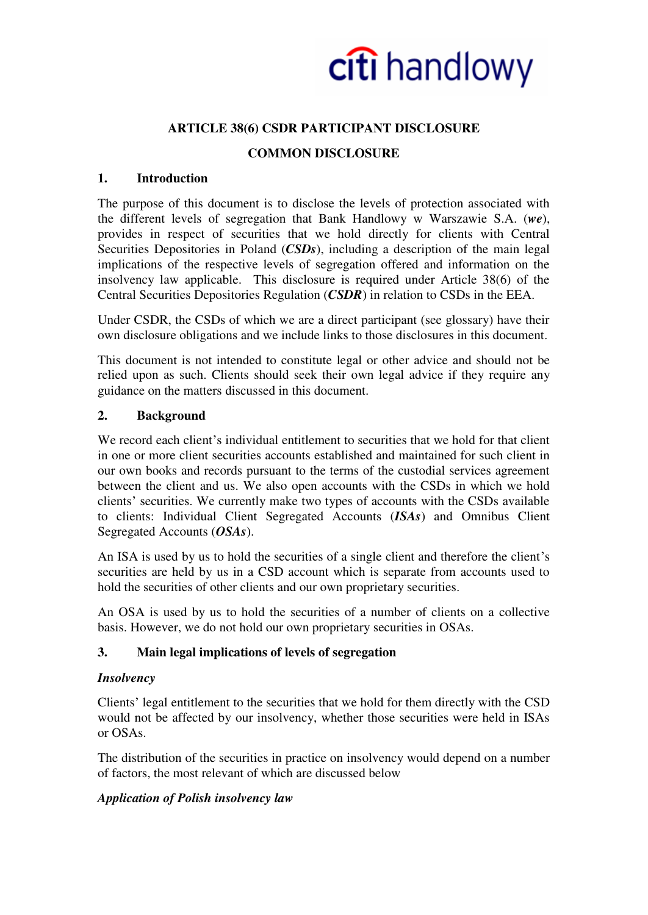# ARTICLE 38(6) CSDR PARTICIPANT DISCLOSURE

## COMMON DISCLOSURE

### 1. Introduction

The purpose of this document is to disclose the levels of protection associated with the different levels of segregation that Bank Handlowy w Warszawie S.A. (***we***), provides in respect of securities that we hold directly for clients with Central Securities Depositories in Poland (***CSDs***), including a description of the main legal implications of the respective levels of segregation offered and information on the insolvency law applicable. This disclosure is required under Article 38(6) of the Central Securities Depositories Regulation (***CSDR***) in relation to CSDs in the EEA.

Under CSDR, the CSDs of which we are a direct participant (see glossary) have their own disclosure obligations and we include links to those disclosures in this document.

This document is not intended to constitute legal or other advice and should not be relied upon as such. Clients should seek their own legal advice if they require any guidance on the matters discussed in this document.

### 2. Background

We record each client's individual entitlement to securities that we hold for that client in one or more client securities accounts established and maintained for such client in our own books and records pursuant to the terms of the custodial services agreement between the client and us. We also open accounts with the CSDs in which we hold clients' securities. We currently make two types of accounts with the CSDs available to clients: Individual Client Segregated Accounts (***ISAs***) and Omnibus Client Segregated Accounts (***OSAs***).

An ISA is used by us to hold the securities of a single client and therefore the client's securities are held by us in a CSD account which is separate from accounts used to hold the securities of other clients and our own proprietary securities.

An OSA is used by us to hold the securities of a number of clients on a collective basis. However, we do not hold our own proprietary securities in OSAs.

### 3. Main legal implications of levels of segregation

***Insolvency***

Clients' legal entitlement to the securities that we hold for them directly with the CSD would not be affected by our insolvency, whether those securities were held in ISAs or OSAs.

The distribution of the securities in practice on insolvency would depend on a number of factors, the most relevant of which are discussed below

***Application of Polish insolvency law***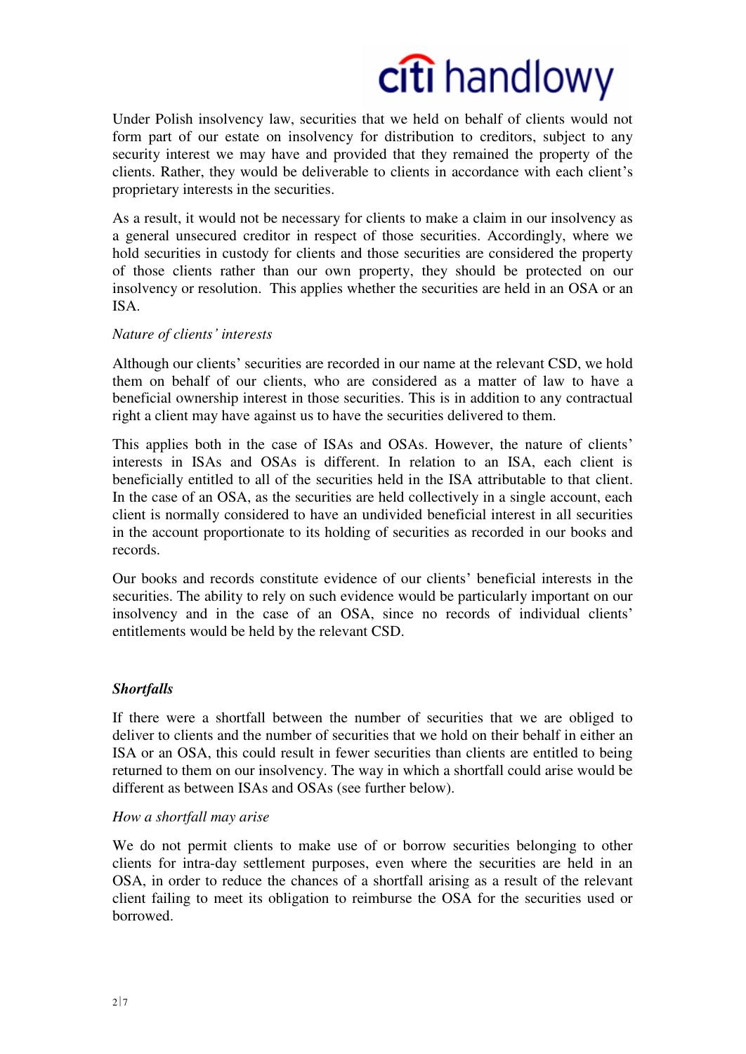Under Polish insolvency law, securities that we held on behalf of clients would not form part of our estate on insolvency for distribution to creditors, subject to any security interest we may have and provided that they remained the property of the clients. Rather, they would be deliverable to clients in accordance with each client's proprietary interests in the securities.

As a result, it would not be necessary for clients to make a claim in our insolvency as a general unsecured creditor in respect of those securities. Accordingly, where we hold securities in custody for clients and those securities are considered the property of those clients rather than our own property, they should be protected on our insolvency or resolution. This applies whether the securities are held in an OSA or an ISA.

*Nature of clients' interests*

Although our clients' securities are recorded in our name at the relevant CSD, we hold them on behalf of our clients, who are considered as a matter of law to have a beneficial ownership interest in those securities. This is in addition to any contractual right a client may have against us to have the securities delivered to them.

This applies both in the case of ISAs and OSAs. However, the nature of clients' interests in ISAs and OSAs is different. In relation to an ISA, each client is beneficially entitled to all of the securities held in the ISA attributable to that client. In the case of an OSA, as the securities are held collectively in a single account, each client is normally considered to have an undivided beneficial interest in all securities in the account proportionate to its holding of securities as recorded in our books and records.

Our books and records constitute evidence of our clients' beneficial interests in the securities. The ability to rely on such evidence would be particularly important on our insolvency and in the case of an OSA, since no records of individual clients' entitlements would be held by the relevant CSD.

### *Shortfalls*

If there were a shortfall between the number of securities that we are obliged to deliver to clients and the number of securities that we hold on their behalf in either an ISA or an OSA, this could result in fewer securities than clients are entitled to being returned to them on our insolvency. The way in which a shortfall could arise would be different as between ISAs and OSAs (see further below).

*How a shortfall may arise*

We do not permit clients to make use of or borrow securities belonging to other clients for intra-day settlement purposes, even where the securities are held in an OSA, in order to reduce the chances of a shortfall arising as a result of the relevant client failing to meet its obligation to reimburse the OSA for the securities used or borrowed.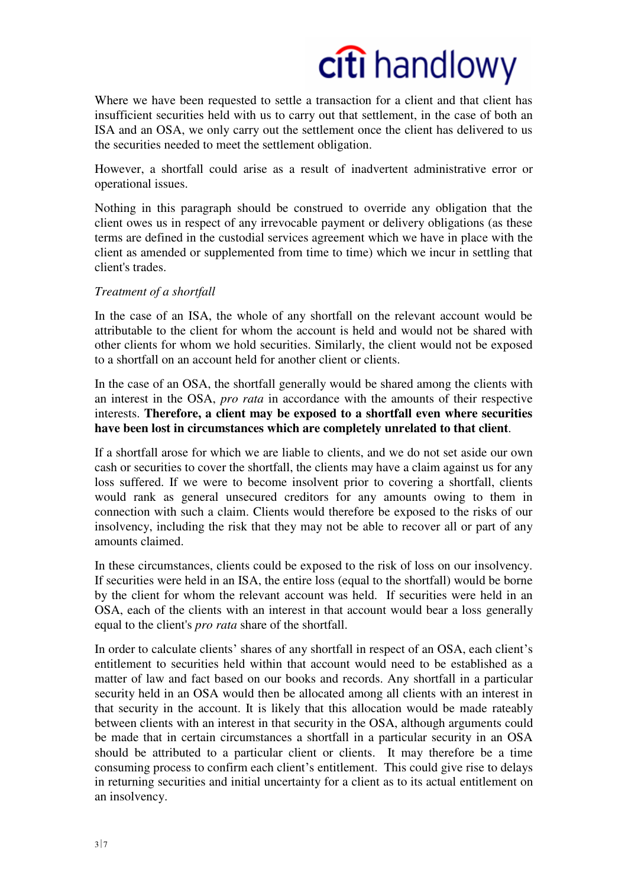Where we have been requested to settle a transaction for a client and that client has insufficient securities held with us to carry out that settlement, in the case of both an ISA and an OSA, we only carry out the settlement once the client has delivered to us the securities needed to meet the settlement obligation.

However, a shortfall could arise as a result of inadvertent administrative error or operational issues.

Nothing in this paragraph should be construed to override any obligation that the client owes us in respect of any irrevocable payment or delivery obligations (as these terms are defined in the custodial services agreement which we have in place with the client as amended or supplemented from time to time) which we incur in settling that client's trades.

*Treatment of a shortfall*

In the case of an ISA, the whole of any shortfall on the relevant account would be attributable to the client for whom the account is held and would not be shared with other clients for whom we hold securities. Similarly, the client would not be exposed to a shortfall on an account held for another client or clients.

In the case of an OSA, the shortfall generally would be shared among the clients with an interest in the OSA, *pro rata* in accordance with the amounts of their respective interests. **Therefore, a client may be exposed to a shortfall even where securities have been lost in circumstances which are completely unrelated to that client**.

If a shortfall arose for which we are liable to clients, and we do not set aside our own cash or securities to cover the shortfall, the clients may have a claim against us for any loss suffered. If we were to become insolvent prior to covering a shortfall, clients would rank as general unsecured creditors for any amounts owing to them in connection with such a claim. Clients would therefore be exposed to the risks of our insolvency, including the risk that they may not be able to recover all or part of any amounts claimed.

In these circumstances, clients could be exposed to the risk of loss on our insolvency. If securities were held in an ISA, the entire loss (equal to the shortfall) would be borne by the client for whom the relevant account was held. If securities were held in an OSA, each of the clients with an interest in that account would bear a loss generally equal to the client's *pro rata* share of the shortfall.

In order to calculate clients' shares of any shortfall in respect of an OSA, each client's entitlement to securities held within that account would need to be established as a matter of law and fact based on our books and records. Any shortfall in a particular security held in an OSA would then be allocated among all clients with an interest in that security in the account. It is likely that this allocation would be made rateably between clients with an interest in that security in the OSA, although arguments could be made that in certain circumstances a shortfall in a particular security in an OSA should be attributed to a particular client or clients. It may therefore be a time consuming process to confirm each client's entitlement. This could give rise to delays in returning securities and initial uncertainty for a client as to its actual entitlement on an insolvency.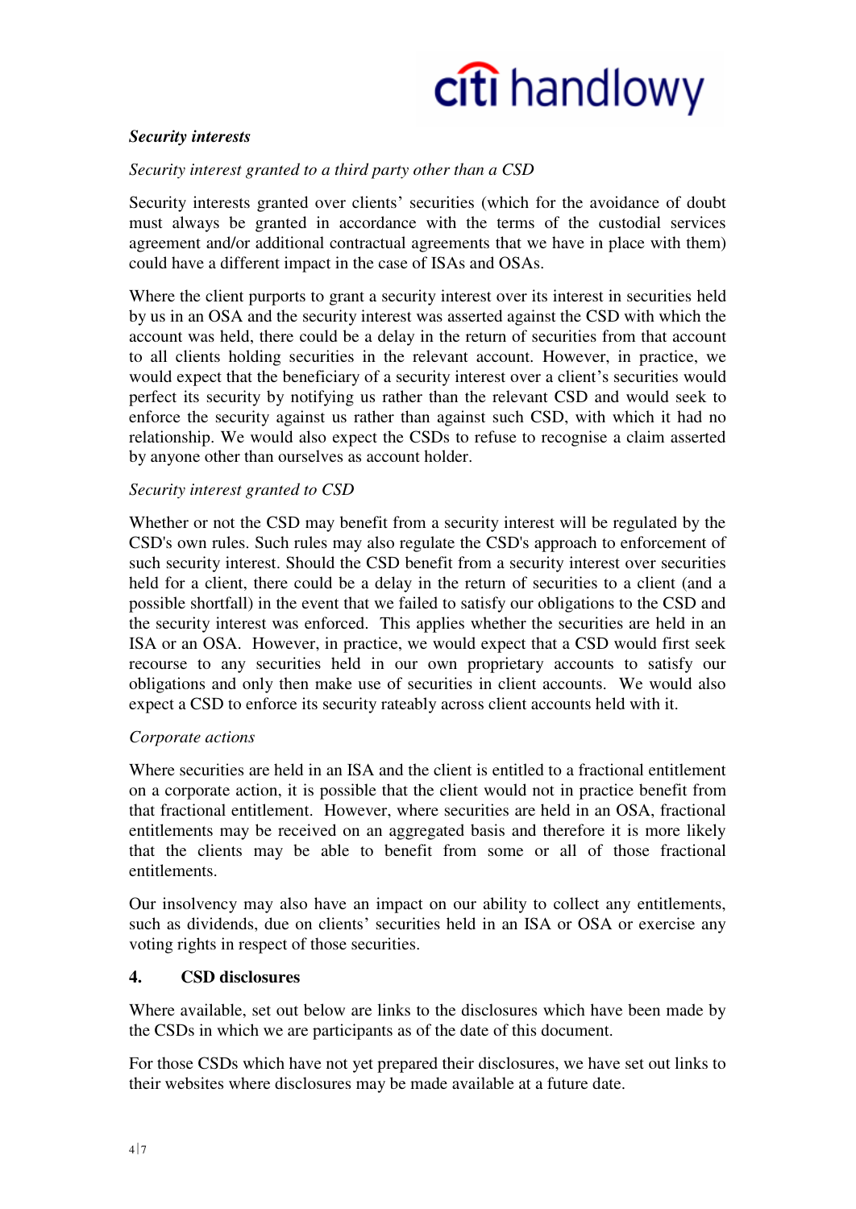***Security interests***

*Security interest granted to a third party other than a CSD*

Security interests granted over clients' securities (which for the avoidance of doubt must always be granted in accordance with the terms of the custodial services agreement and/or additional contractual agreements that we have in place with them) could have a different impact in the case of ISAs and OSAs.

Where the client purports to grant a security interest over its interest in securities held by us in an OSA and the security interest was asserted against the CSD with which the account was held, there could be a delay in the return of securities from that account to all clients holding securities in the relevant account. However, in practice, we would expect that the beneficiary of a security interest over a client's securities would perfect its security by notifying us rather than the relevant CSD and would seek to enforce the security against us rather than against such CSD, with which it had no relationship. We would also expect the CSDs to refuse to recognise a claim asserted by anyone other than ourselves as account holder.

*Security interest granted to CSD*

Whether or not the CSD may benefit from a security interest will be regulated by the CSD's own rules. Such rules may also regulate the CSD's approach to enforcement of such security interest. Should the CSD benefit from a security interest over securities held for a client, there could be a delay in the return of securities to a client (and a possible shortfall) in the event that we failed to satisfy our obligations to the CSD and the security interest was enforced. This applies whether the securities are held in an ISA or an OSA. However, in practice, we would expect that a CSD would first seek recourse to any securities held in our own proprietary accounts to satisfy our obligations and only then make use of securities in client accounts. We would also expect a CSD to enforce its security rateably across client accounts held with it.

*Corporate actions*

Where securities are held in an ISA and the client is entitled to a fractional entitlement on a corporate action, it is possible that the client would not in practice benefit from that fractional entitlement. However, where securities are held in an OSA, fractional entitlements may be received on an aggregated basis and therefore it is more likely that the clients may be able to benefit from some or all of those fractional entitlements.

Our insolvency may also have an impact on our ability to collect any entitlements, such as dividends, due on clients' securities held in an ISA or OSA or exercise any voting rights in respect of those securities.

## 4. CSD disclosures

Where available, set out below are links to the disclosures which have been made by the CSDs in which we are participants as of the date of this document.

For those CSDs which have not yet prepared their disclosures, we have set out links to their websites where disclosures may be made available at a future date.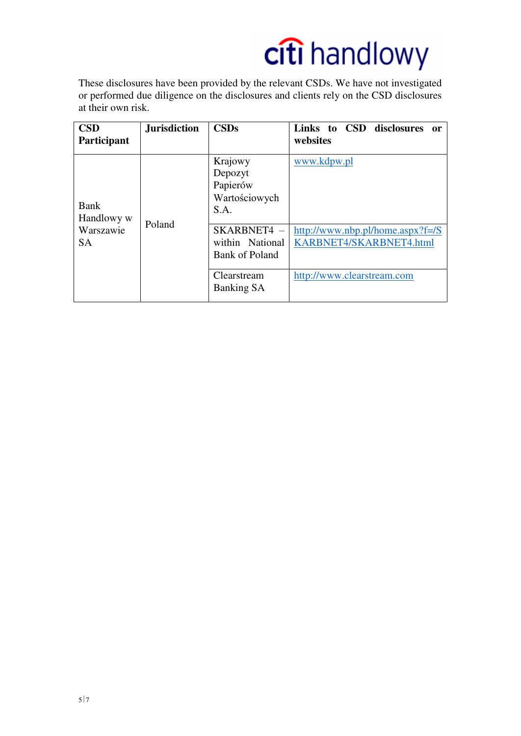These disclosures have been provided by the relevant CSDs. We have not investigated or performed due diligence on the disclosures and clients rely on the CSD disclosures at their own risk.

| CSD Participant | Jurisdiction | CSDs | Links to CSD disclosures or websites |
|---|---|---|---|
| Bank Handlowy w Warszawie SA | Poland | Krajowy Depozyt Papierów Wartościowych S.A. | www.kdpw.pl |
| | | SKARBNET4 – within National Bank of Poland | http://www.nbp.pl/home.aspx?f=/SKARBNET4/SKARBNET4.html |
| | | Clearstream Banking SA | http://www.clearstream.com |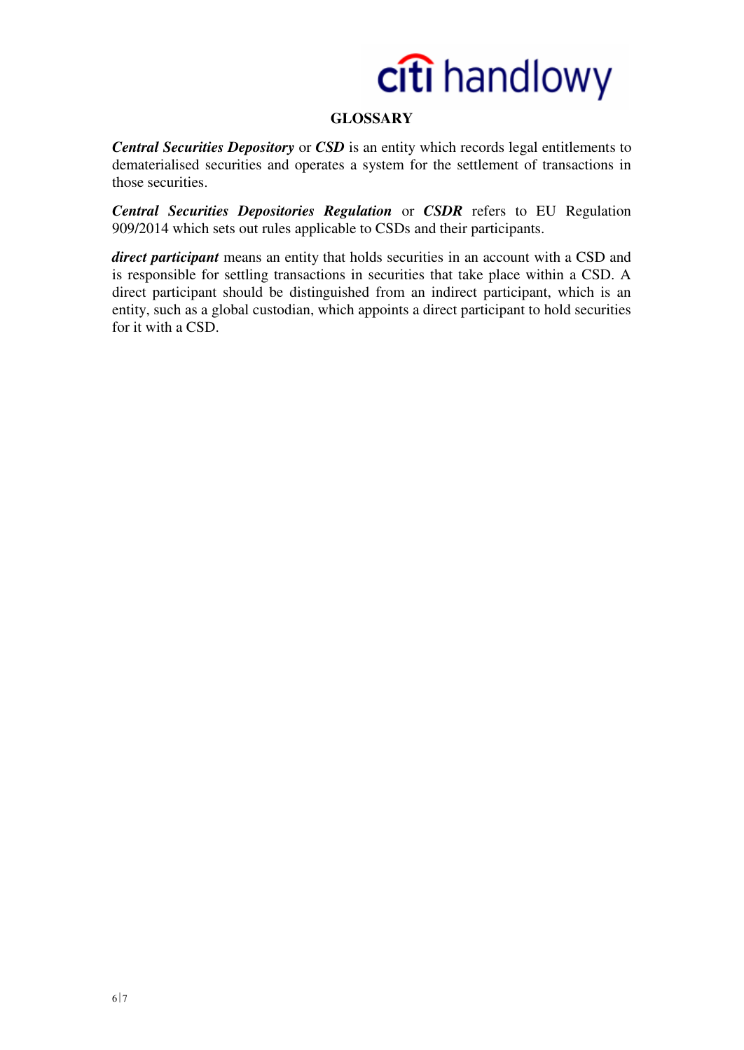## GLOSSARY

***Central Securities Depository*** or ***CSD*** is an entity which records legal entitlements to dematerialised securities and operates a system for the settlement of transactions in those securities.

***Central Securities Depositories Regulation*** or ***CSDR*** refers to EU Regulation 909/2014 which sets out rules applicable to CSDs and their participants.

***direct participant*** means an entity that holds securities in an account with a CSD and is responsible for settling transactions in securities that take place within a CSD. A direct participant should be distinguished from an indirect participant, which is an entity, such as a global custodian, which appoints a direct participant to hold securities for it with a CSD.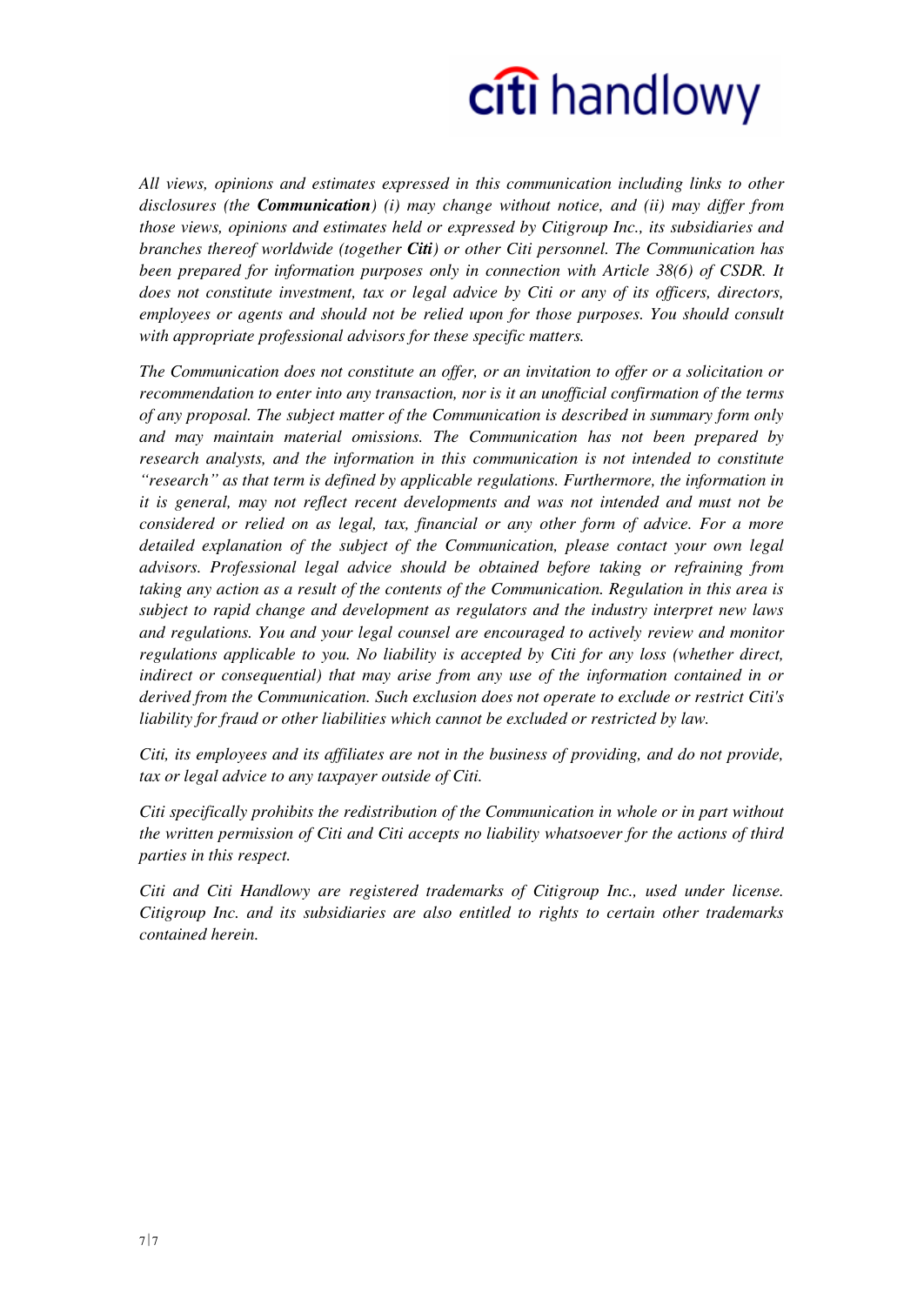*All views, opinions and estimates expressed in this communication including links to other disclosures (the **Communication**) (i) may change without notice, and (ii) may differ from those views, opinions and estimates held or expressed by Citigroup Inc., its subsidiaries and branches thereof worldwide (together **Citi**) or other Citi personnel. The Communication has been prepared for information purposes only in connection with Article 38(6) of CSDR. It does not constitute investment, tax or legal advice by Citi or any of its officers, directors, employees or agents and should not be relied upon for those purposes. You should consult with appropriate professional advisors for these specific matters.*

*The Communication does not constitute an offer, or an invitation to offer or a solicitation or recommendation to enter into any transaction, nor is it an unofficial confirmation of the terms of any proposal. The subject matter of the Communication is described in summary form only and may maintain material omissions. The Communication has not been prepared by research analysts, and the information in this communication is not intended to constitute "research" as that term is defined by applicable regulations. Furthermore, the information in it is general, may not reflect recent developments and was not intended and must not be considered or relied on as legal, tax, financial or any other form of advice. For a more detailed explanation of the subject of the Communication, please contact your own legal advisors. Professional legal advice should be obtained before taking or refraining from taking any action as a result of the contents of the Communication. Regulation in this area is subject to rapid change and development as regulators and the industry interpret new laws and regulations. You and your legal counsel are encouraged to actively review and monitor regulations applicable to you. No liability is accepted by Citi for any loss (whether direct, indirect or consequential) that may arise from any use of the information contained in or derived from the Communication. Such exclusion does not operate to exclude or restrict Citi's liability for fraud or other liabilities which cannot be excluded or restricted by law.*

*Citi, its employees and its affiliates are not in the business of providing, and do not provide, tax or legal advice to any taxpayer outside of Citi.*

*Citi specifically prohibits the redistribution of the Communication in whole or in part without the written permission of Citi and Citi accepts no liability whatsoever for the actions of third parties in this respect.*

*Citi and Citi Handlowy are registered trademarks of Citigroup Inc., used under license. Citigroup Inc. and its subsidiaries are also entitled to rights to certain other trademarks contained herein.*